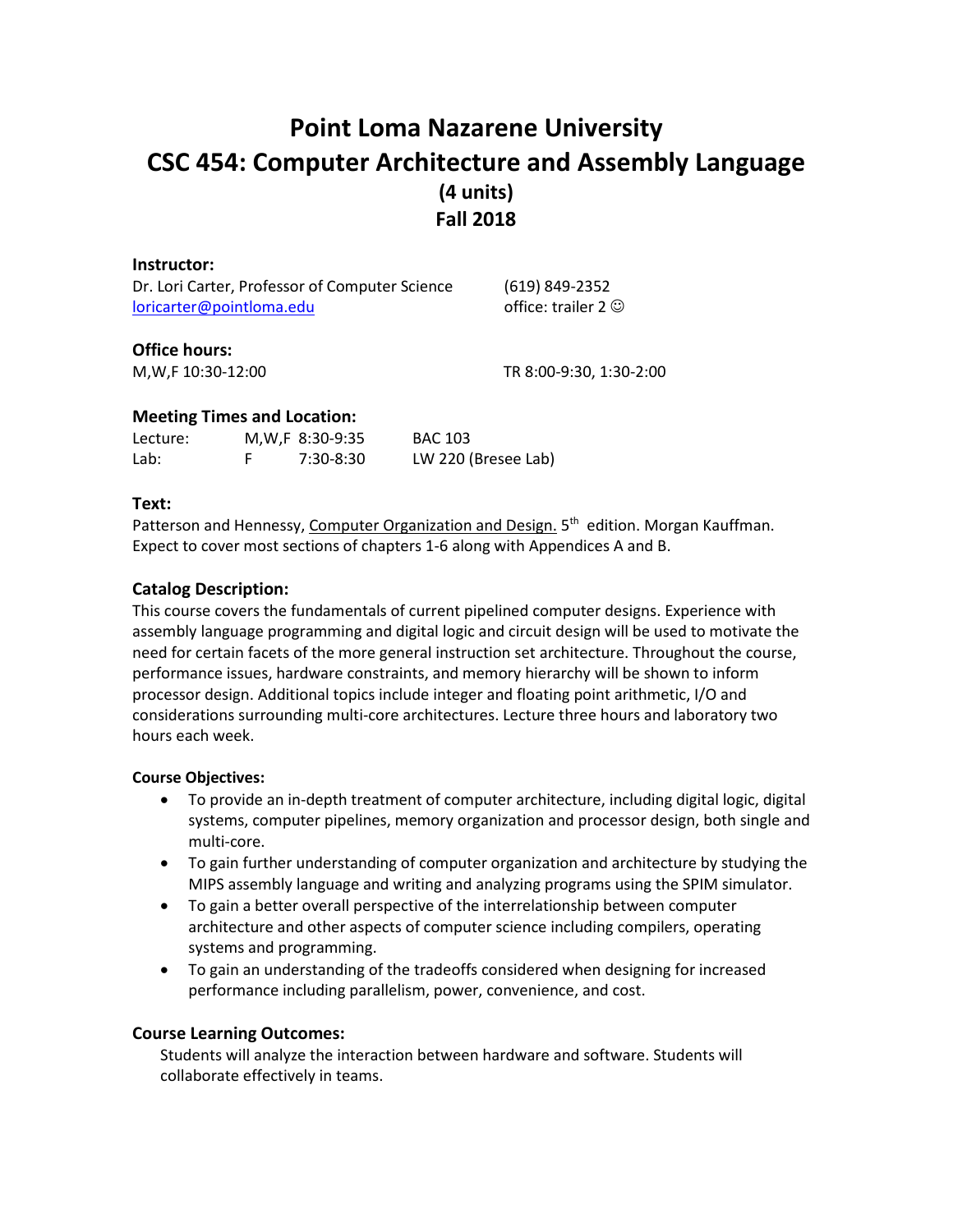# Point Loma Nazarene University
# CSC 454: Computer Architecture and Assembly Language
## (4 units)
## Fall 2018

### Instructor:

Dr. Lori Carter, Professor of Computer Science (619) 849-2352
loricarter@pointloma.edu office: trailer 2 ☺

### Office hours:

M,W,F 10:30-12:00 TR 8:00-9:30, 1:30-2:00

### Meeting Times and Location:

| | | | |
|---|---|---|---|
| Lecture: | M,W,F | 8:30-9:35 | BAC 103 |
| Lab: | F | 7:30-8:30 | LW 220 (Bresee Lab) |

### Text:

Patterson and Hennessy, Computer Organization and Design. 5th edition. Morgan Kauffman. Expect to cover most sections of chapters 1-6 along with Appendices A and B.

### Catalog Description:

This course covers the fundamentals of current pipelined computer designs. Experience with assembly language programming and digital logic and circuit design will be used to motivate the need for certain facets of the more general instruction set architecture. Throughout the course, performance issues, hardware constraints, and memory hierarchy will be shown to inform processor design. Additional topics include integer and floating point arithmetic, I/O and considerations surrounding multi-core architectures. Lecture three hours and laboratory two hours each week.

#### Course Objectives:

- To provide an in-depth treatment of computer architecture, including digital logic, digital systems, computer pipelines, memory organization and processor design, both single and multi-core.
- To gain further understanding of computer organization and architecture by studying the MIPS assembly language and writing and analyzing programs using the SPIM simulator.
- To gain a better overall perspective of the interrelationship between computer architecture and other aspects of computer science including compilers, operating systems and programming.
- To gain an understanding of the tradeoffs considered when designing for increased performance including parallelism, power, convenience, and cost.

### Course Learning Outcomes:

Students will analyze the interaction between hardware and software. Students will collaborate effectively in teams.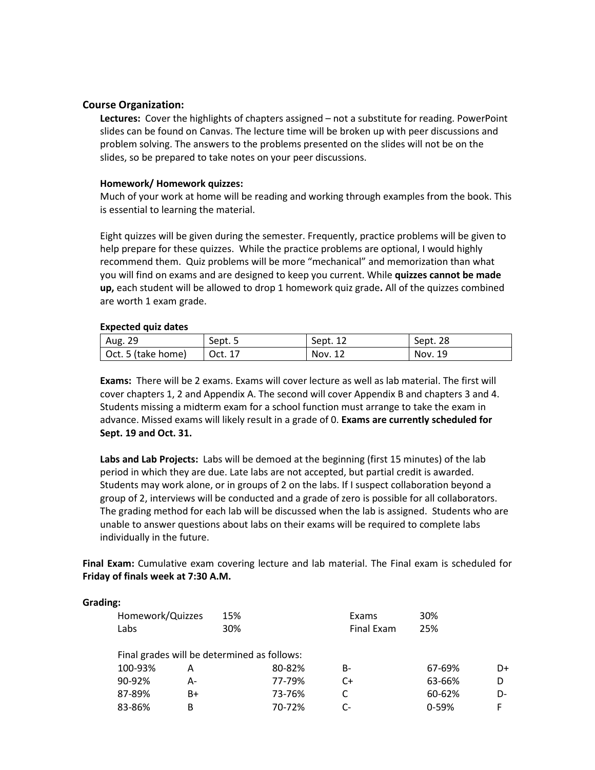## Course Organization:

**Lectures:** Cover the highlights of chapters assigned – not a substitute for reading. PowerPoint slides can be found on Canvas. The lecture time will be broken up with peer discussions and problem solving. The answers to the problems presented on the slides will not be on the slides, so be prepared to take notes on your peer discussions.

**Homework/ Homework quizzes:**

Much of your work at home will be reading and working through examples from the book. This is essential to learning the material.

Eight quizzes will be given during the semester. Frequently, practice problems will be given to help prepare for these quizzes. While the practice problems are optional, I would highly recommend them. Quiz problems will be more "mechanical" and memorization than what you will find on exams and are designed to keep you current. While **quizzes cannot be made up,** each student will be allowed to drop 1 homework quiz grade**.** All of the quizzes combined are worth 1 exam grade.

**Expected quiz dates**

| | | | |
|---|---|---|---|
| Aug. 29 | Sept. 5 | Sept. 12 | Sept. 28 |
| Oct. 5 (take home) | Oct. 17 | Nov. 12 | Nov. 19 |

**Exams:** There will be 2 exams. Exams will cover lecture as well as lab material. The first will cover chapters 1, 2 and Appendix A. The second will cover Appendix B and chapters 3 and 4. Students missing a midterm exam for a school function must arrange to take the exam in advance. Missed exams will likely result in a grade of 0. **Exams are currently scheduled for Sept. 19 and Oct. 31.**

**Labs and Lab Projects:** Labs will be demoed at the beginning (first 15 minutes) of the lab period in which they are due. Late labs are not accepted, but partial credit is awarded. Students may work alone, or in groups of 2 on the labs. If I suspect collaboration beyond a group of 2, interviews will be conducted and a grade of zero is possible for all collaborators. The grading method for each lab will be discussed when the lab is assigned. Students who are unable to answer questions about labs on their exams will be required to complete labs individually in the future.

**Final Exam:** Cumulative exam covering lecture and lab material. The Final exam is scheduled for **Friday of finals week at 7:30 A.M.**

**Grading:**

| | | | |
|---|---|---|---|
| Homework/Quizzes | 15% | Exams | 30% |
| Labs | 30% | Final Exam | 25% |

Final grades will be determined as follows:

| | | | | | |
|---|---|---|---|---|---|
| 100-93% | A | 80-82% | B- | 67-69% | D+ |
| 90-92% | A- | 77-79% | C+ | 63-66% | D |
| 87-89% | B+ | 73-76% | C | 60-62% | D- |
| 83-86% | B | 70-72% | C- | 0-59% | F |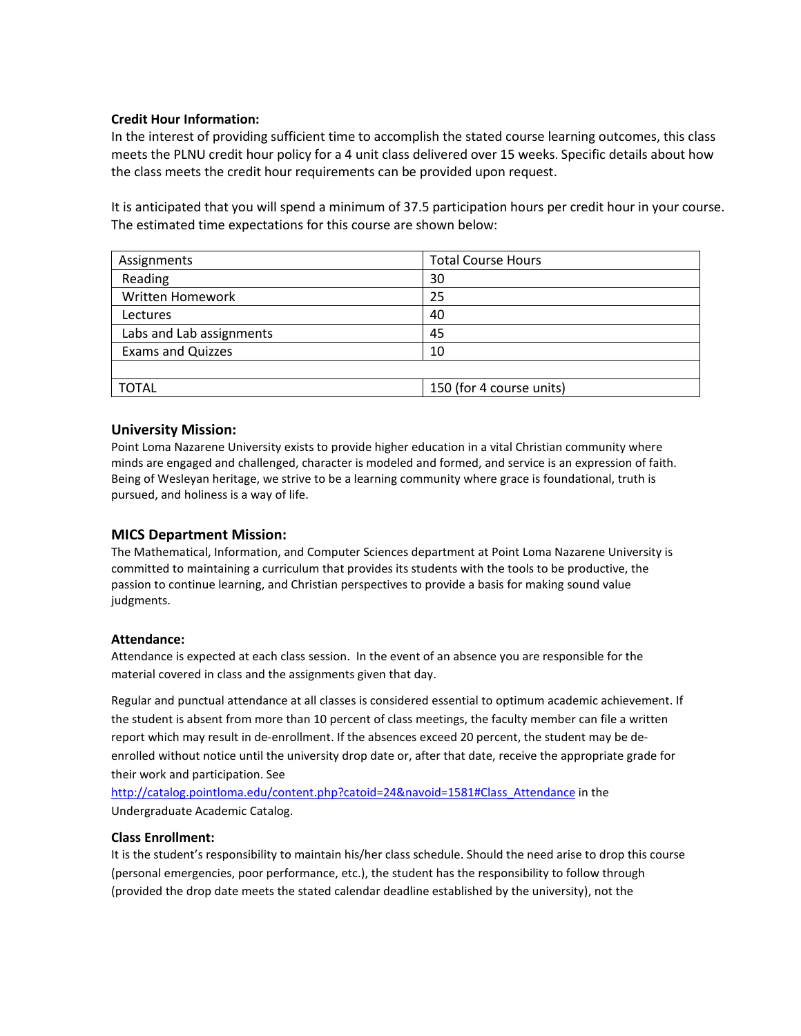**Credit Hour Information:**
In the interest of providing sufficient time to accomplish the stated course learning outcomes, this class meets the PLNU credit hour policy for a 4 unit class delivered over 15 weeks. Specific details about how the class meets the credit hour requirements can be provided upon request.

It is anticipated that you will spend a minimum of 37.5 participation hours per credit hour in your course. The estimated time expectations for this course are shown below:

| Assignments | Total Course Hours |
|---|---|
| Reading | 30 |
| Written Homework | 25 |
| Lectures | 40 |
| Labs and Lab assignments | 45 |
| Exams and Quizzes | 10 |
| | |
| TOTAL | 150 (for 4 course units) |

### University Mission:

Point Loma Nazarene University exists to provide higher education in a vital Christian community where minds are engaged and challenged, character is modeled and formed, and service is an expression of faith. Being of Wesleyan heritage, we strive to be a learning community where grace is foundational, truth is pursued, and holiness is a way of life.

### MICS Department Mission:

The Mathematical, Information, and Computer Sciences department at Point Loma Nazarene University is committed to maintaining a curriculum that provides its students with the tools to be productive, the passion to continue learning, and Christian perspectives to provide a basis for making sound value judgments.

**Attendance:**
Attendance is expected at each class session. In the event of an absence you are responsible for the material covered in class and the assignments given that day.

Regular and punctual attendance at all classes is considered essential to optimum academic achievement. If the student is absent from more than 10 percent of class meetings, the faculty member can file a written report which may result in de-enrollment. If the absences exceed 20 percent, the student may be de-enrolled without notice until the university drop date or, after that date, receive the appropriate grade for their work and participation. See http://catalog.pointloma.edu/content.php?catoid=24&navoid=1581#Class_Attendance in the Undergraduate Academic Catalog.

**Class Enrollment:**
It is the student's responsibility to maintain his/her class schedule. Should the need arise to drop this course (personal emergencies, poor performance, etc.), the student has the responsibility to follow through (provided the drop date meets the stated calendar deadline established by the university), not the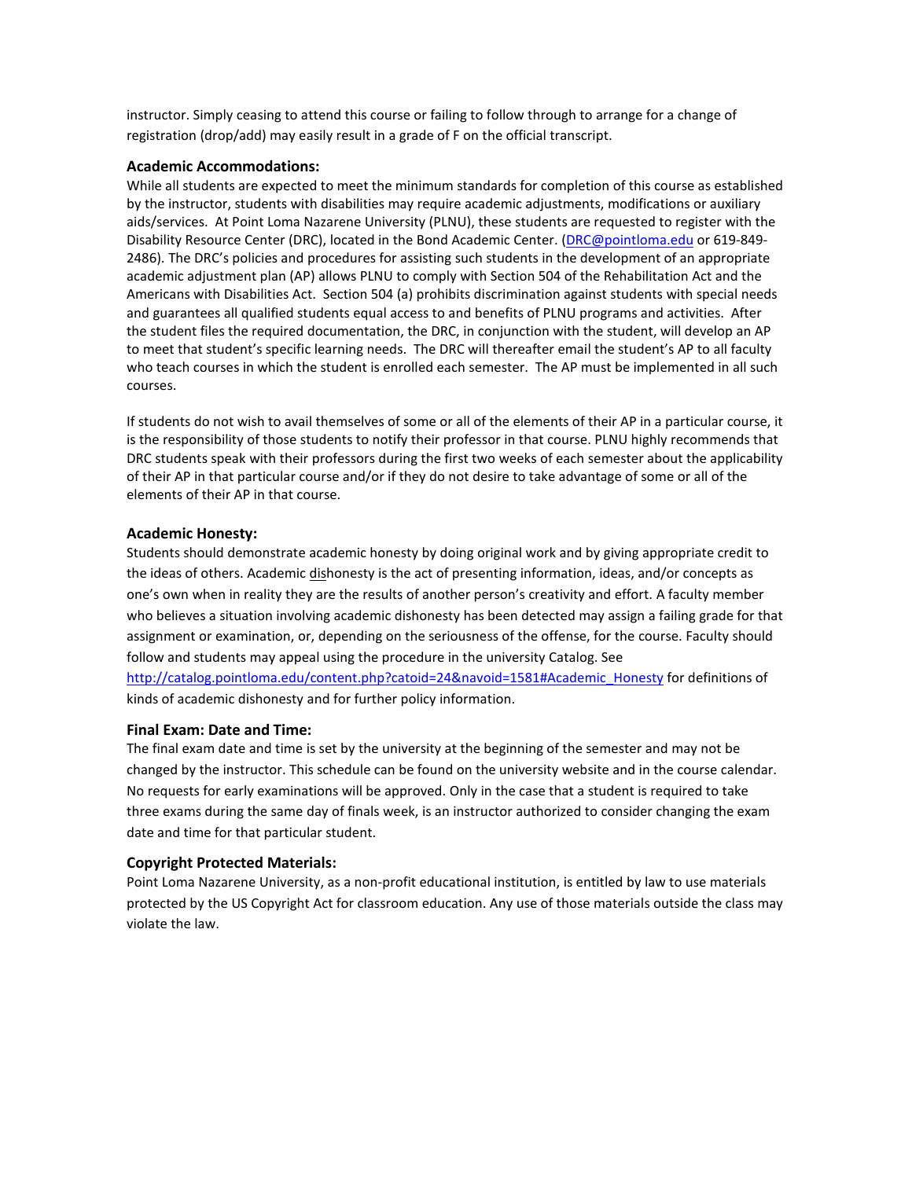instructor. Simply ceasing to attend this course or failing to follow through to arrange for a change of registration (drop/add) may easily result in a grade of F on the official transcript.

### Academic Accommodations:

While all students are expected to meet the minimum standards for completion of this course as established by the instructor, students with disabilities may require academic adjustments, modifications or auxiliary aids/services. At Point Loma Nazarene University (PLNU), these students are requested to register with the Disability Resource Center (DRC), located in the Bond Academic Center. (DRC@pointloma.edu or 619-849-2486). The DRC's policies and procedures for assisting such students in the development of an appropriate academic adjustment plan (AP) allows PLNU to comply with Section 504 of the Rehabilitation Act and the Americans with Disabilities Act. Section 504 (a) prohibits discrimination against students with special needs and guarantees all qualified students equal access to and benefits of PLNU programs and activities. After the student files the required documentation, the DRC, in conjunction with the student, will develop an AP to meet that student's specific learning needs. The DRC will thereafter email the student's AP to all faculty who teach courses in which the student is enrolled each semester. The AP must be implemented in all such courses.

If students do not wish to avail themselves of some or all of the elements of their AP in a particular course, it is the responsibility of those students to notify their professor in that course. PLNU highly recommends that DRC students speak with their professors during the first two weeks of each semester about the applicability of their AP in that particular course and/or if they do not desire to take advantage of some or all of the elements of their AP in that course.

### Academic Honesty:

Students should demonstrate academic honesty by doing original work and by giving appropriate credit to the ideas of others. Academic dishonesty is the act of presenting information, ideas, and/or concepts as one's own when in reality they are the results of another person's creativity and effort. A faculty member who believes a situation involving academic dishonesty has been detected may assign a failing grade for that assignment or examination, or, depending on the seriousness of the offense, for the course. Faculty should follow and students may appeal using the procedure in the university Catalog. See http://catalog.pointloma.edu/content.php?catoid=24&navoid=1581#Academic_Honesty for definitions of kinds of academic dishonesty and for further policy information.

### Final Exam: Date and Time:

The final exam date and time is set by the university at the beginning of the semester and may not be changed by the instructor. This schedule can be found on the university website and in the course calendar. No requests for early examinations will be approved. Only in the case that a student is required to take three exams during the same day of finals week, is an instructor authorized to consider changing the exam date and time for that particular student.

### Copyright Protected Materials:

Point Loma Nazarene University, as a non-profit educational institution, is entitled by law to use materials protected by the US Copyright Act for classroom education. Any use of those materials outside the class may violate the law.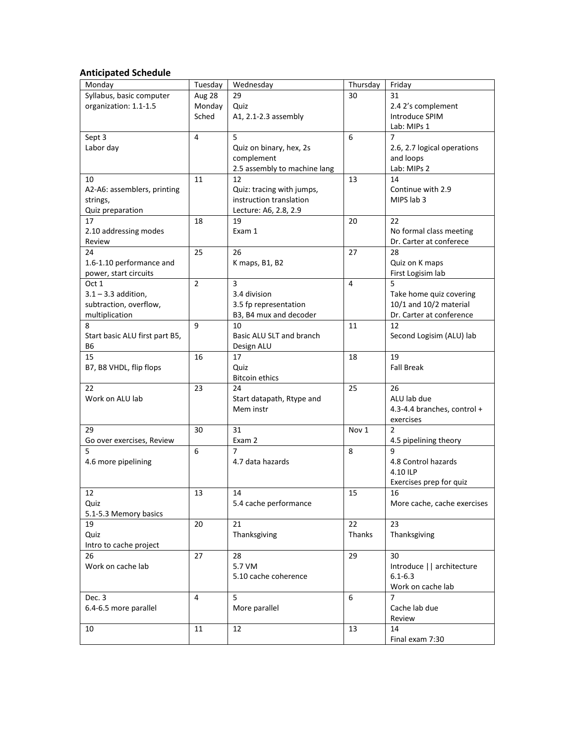**Anticipated Schedule**

| Monday | Tuesday | Wednesday | Thursday | Friday |
|---|---|---|---|---|
| Syllabus, basic computer organization: 1.1-1.5 | Aug 28 Monday Sched | 29 Quiz A1, 2.1-2.3 assembly | 30 | 31 2.4 2's complement Introduce SPIM Lab: MIPs 1 |
| Sept 3 Labor day | 4 | 5 Quiz on binary, hex, 2s complement 2.5 assembly to machine lang | 6 | 7 2.6, 2.7 logical operations and loops Lab: MIPs 2 |
| 10 A2-A6: assemblers, printing strings, Quiz preparation | 11 | 12 Quiz: tracing with jumps, instruction translation Lecture: A6, 2.8, 2.9 | 13 | 14 Continue with 2.9 MIPS lab 3 |
| 17 2.10 addressing modes Review | 18 | 19 Exam 1 | 20 | 22 No formal class meeting Dr. Carter at conferece |
| 24 1.6-1.10 performance and power, start circuits | 25 | 26 K maps, B1, B2 | 27 | 28 Quiz on K maps First Logisim lab |
| Oct 1 3.1 – 3.3 addition, subtraction, overflow, multiplication | 2 | 3 3.4 division 3.5 fp representation B3, B4 mux and decoder | 4 | 5 Take home quiz covering 10/1 and 10/2 material Dr. Carter at conference |
| 8 Start basic ALU first part B5, B6 | 9 | 10 Basic ALU SLT and branch Design ALU | 11 | 12 Second Logisim (ALU) lab |
| 15 B7, B8 VHDL, flip flops | 16 | 17 Quiz Bitcoin ethics | 18 | 19 Fall Break |
| 22 Work on ALU lab | 23 | 24 Start datapath, Rtype and Mem instr | 25 | 26 ALU lab due 4.3-4.4 branches, control + exercises |
| 29 Go over exercises, Review | 30 | 31 Exam 2 | Nov 1 | 2 4.5 pipelining theory |
| 5 4.6 more pipelining | 6 | 7 4.7 data hazards | 8 | 9 4.8 Control hazards 4.10 ILP Exercises prep for quiz |
| 12 Quiz 5.1-5.3 Memory basics | 13 | 14 5.4 cache performance | 15 | 16 More cache, cache exercises |
| 19 Quiz Intro to cache project | 20 | 21 Thanksgiving | 22 Thanks | 23 Thanksgiving |
| 26 Work on cache lab | 27 | 28 5.7 VM 5.10 cache coherence | 29 | 30 Introduce \|\| architecture 6.1-6.3 Work on cache lab |
| Dec. 3 6.4-6.5 more parallel | 4 | 5 More parallel | 6 | 7 Cache lab due Review |
| 10 | 11 | 12 | 13 | 14 Final exam 7:30 |